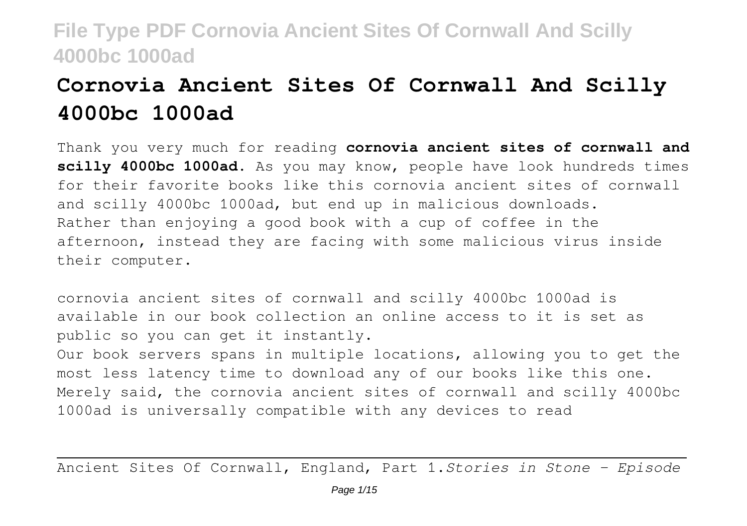# Cornovia Ancient Sites Of Cornwall And Scilly 4000bc 1000ad

Thank you very much for reading **cornovia ancient sites of cornwall and scilly 4000bc 1000ad**. As you may know, people have look hundreds times for their favorite books like this cornovia ancient sites of cornwall and scilly 4000bc 1000ad, but end up in malicious downloads. Rather than enjoying a good book with a cup of coffee in the afternoon, instead they are facing with some malicious virus inside their computer.

cornovia ancient sites of cornwall and scilly 4000bc 1000ad is available in our book collection an online access to it is set as public so you can get it instantly.

Our book servers spans in multiple locations, allowing you to get the most less latency time to download any of our books like this one. Merely said, the cornovia ancient sites of cornwall and scilly 4000bc 1000ad is universally compatible with any devices to read

---

Ancient Sites Of Cornwall, England, Part 1.*Stories in Stone - Episode*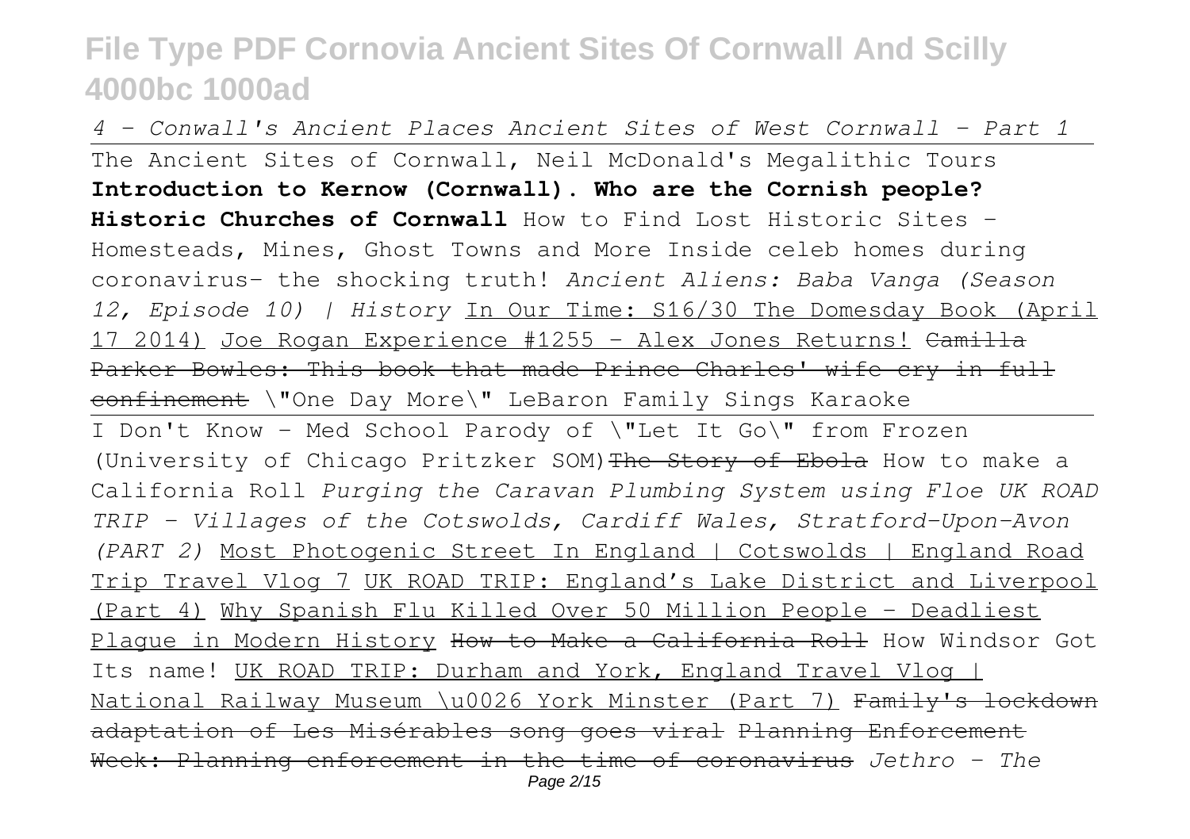*4 - Conwall's Ancient Places Ancient Sites of West Cornwall - Part 1*

The Ancient Sites of Cornwall, Neil McDonald's Megalithic Tours **Introduction to Kernow (Cornwall). Who are the Cornish people? Historic Churches of Cornwall** How to Find Lost Historic Sites - Homesteads, Mines, Ghost Towns and More Inside celeb homes during coronavirus- the shocking truth! *Ancient Aliens: Baba Vanga (Season 12, Episode 10) | History* In Our Time: S16/30 The Domesday Book (April 17 2014) Joe Rogan Experience #1255 - Alex Jones Returns! ~~Camilla Parker Bowles: This book that made Prince Charles' wife cry in full confinement~~ \"One Day More\" LeBaron Family Sings Karaoke

I Don't Know - Med School Parody of \"Let It Go\" from Frozen (University of Chicago Pritzker SOM) ~~The Story of Ebola~~ How to make a California Roll *Purging the Caravan Plumbing System using Floe UK ROAD TRIP - Villages of the Cotswolds, Cardiff Wales, Stratford-Upon-Avon (PART 2)* Most Photogenic Street In England | Cotswolds | England Road Trip Travel Vlog 7 UK ROAD TRIP: England's Lake District and Liverpool (Part 4) Why Spanish Flu Killed Over 50 Million People - Deadliest Plague in Modern History ~~How to Make a California Roll~~ How Windsor Got Its name! UK ROAD TRIP: Durham and York, England Travel Vlog | National Railway Museum \u0026 York Minster (Part 7) ~~Family's lockdown adaptation of Les Misérables song goes viral~~ ~~Planning Enforcement Week: Planning enforcement in the time of coronavirus~~ *Jethro - The*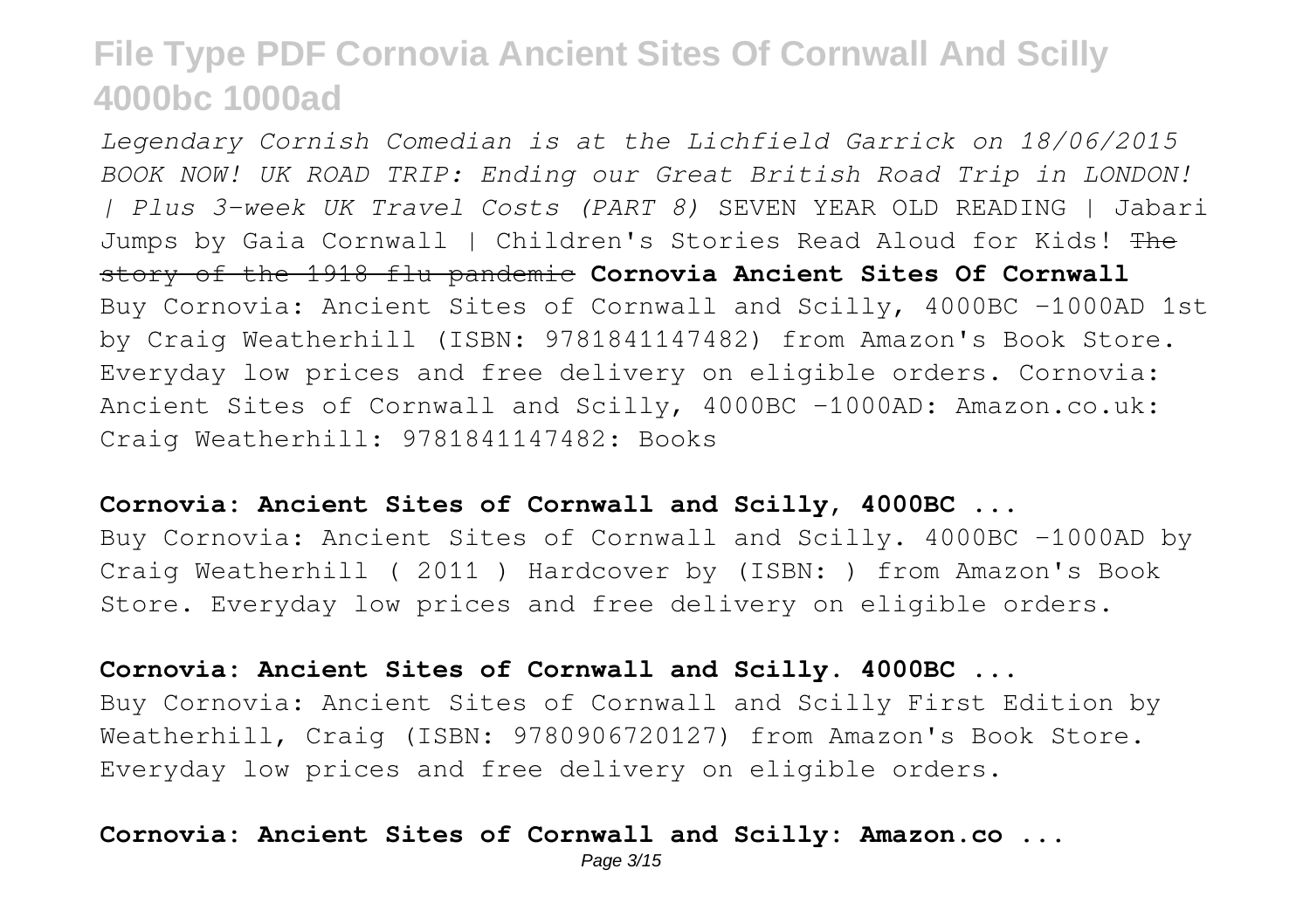*Legendary Cornish Comedian is at the Lichfield Garrick on 18/06/2015 BOOK NOW! UK ROAD TRIP: Ending our Great British Road Trip in LONDON! | Plus 3-week UK Travel Costs (PART 8)* SEVEN YEAR OLD READING | Jabari Jumps by Gaia Cornwall | Children's Stories Read Aloud for Kids! ~~The story of the 1918 flu pandemic~~ **Cornovia Ancient Sites Of Cornwall**
Buy Cornovia: Ancient Sites of Cornwall and Scilly, 4000BC -1000AD 1st by Craig Weatherhill (ISBN: 9781841147482) from Amazon's Book Store. Everyday low prices and free delivery on eligible orders. Cornovia: Ancient Sites of Cornwall and Scilly, 4000BC -1000AD: Amazon.co.uk: Craig Weatherhill: 9781841147482: Books

**Cornovia: Ancient Sites of Cornwall and Scilly, 4000BC ...**

Buy Cornovia: Ancient Sites of Cornwall and Scilly. 4000BC -1000AD by Craig Weatherhill ( 2011 ) Hardcover by (ISBN: ) from Amazon's Book Store. Everyday low prices and free delivery on eligible orders.

**Cornovia: Ancient Sites of Cornwall and Scilly. 4000BC ...**

Buy Cornovia: Ancient Sites of Cornwall and Scilly First Edition by Weatherhill, Craig (ISBN: 9780906720127) from Amazon's Book Store. Everyday low prices and free delivery on eligible orders.

**Cornovia: Ancient Sites of Cornwall and Scilly: Amazon.co ...**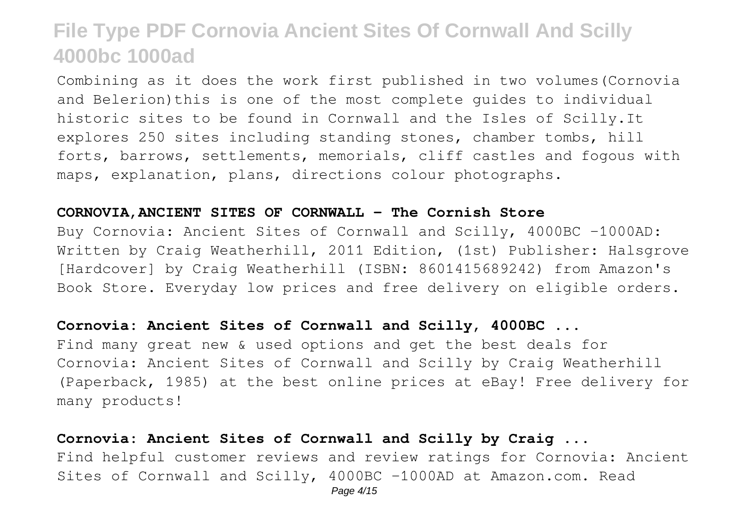Combining as it does the work first published in two volumes(Cornovia and Belerion)this is one of the most complete guides to individual historic sites to be found in Cornwall and the Isles of Scilly.It explores 250 sites including standing stones, chamber tombs, hill forts, barrows, settlements, memorials, cliff castles and fogous with maps, explanation, plans, directions colour photographs.

**CORNOVIA,ANCIENT SITES OF CORNWALL - The Cornish Store**

Buy Cornovia: Ancient Sites of Cornwall and Scilly, 4000BC -1000AD: Written by Craig Weatherhill, 2011 Edition, (1st) Publisher: Halsgrove [Hardcover] by Craig Weatherhill (ISBN: 8601415689242) from Amazon's Book Store. Everyday low prices and free delivery on eligible orders.

**Cornovia: Ancient Sites of Cornwall and Scilly, 4000BC ...**

Find many great new & used options and get the best deals for Cornovia: Ancient Sites of Cornwall and Scilly by Craig Weatherhill (Paperback, 1985) at the best online prices at eBay! Free delivery for many products!

**Cornovia: Ancient Sites of Cornwall and Scilly by Craig ...**

Find helpful customer reviews and review ratings for Cornovia: Ancient Sites of Cornwall and Scilly, 4000BC -1000AD at Amazon.com. Read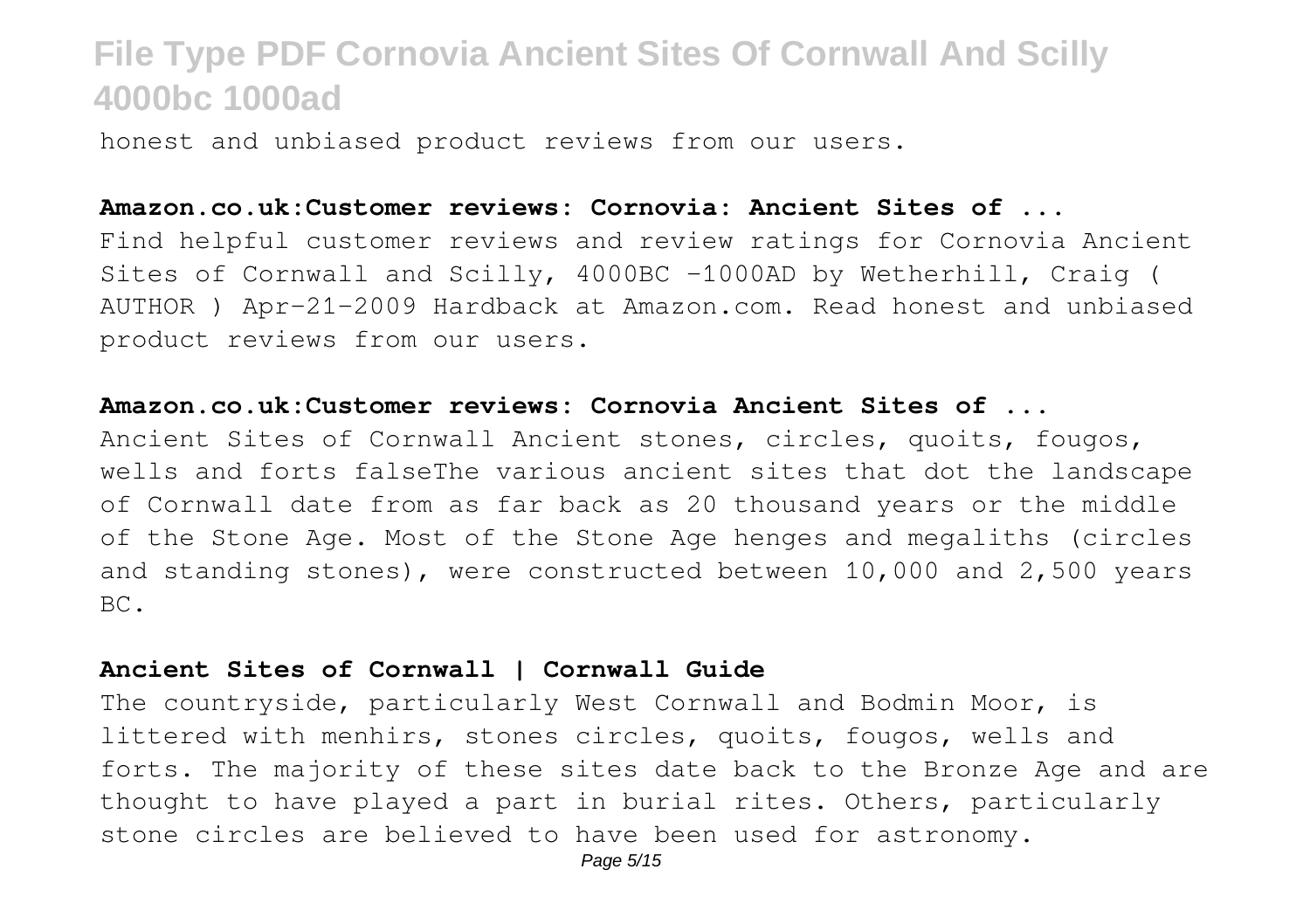honest and unbiased product reviews from our users.

**Amazon.co.uk:Customer reviews: Cornovia: Ancient Sites of ...**

Find helpful customer reviews and review ratings for Cornovia Ancient Sites of Cornwall and Scilly, 4000BC -1000AD by Wetherhill, Craig ( AUTHOR ) Apr-21-2009 Hardback at Amazon.com. Read honest and unbiased product reviews from our users.

**Amazon.co.uk:Customer reviews: Cornovia Ancient Sites of ...**

Ancient Sites of Cornwall Ancient stones, circles, quoits, fougos, wells and forts falseThe various ancient sites that dot the landscape of Cornwall date from as far back as 20 thousand years or the middle of the Stone Age. Most of the Stone Age henges and megaliths (circles and standing stones), were constructed between 10,000 and 2,500 years BC.

**Ancient Sites of Cornwall | Cornwall Guide**

The countryside, particularly West Cornwall and Bodmin Moor, is littered with menhirs, stones circles, quoits, fougos, wells and forts. The majority of these sites date back to the Bronze Age and are thought to have played a part in burial rites. Others, particularly stone circles are believed to have been used for astronomy.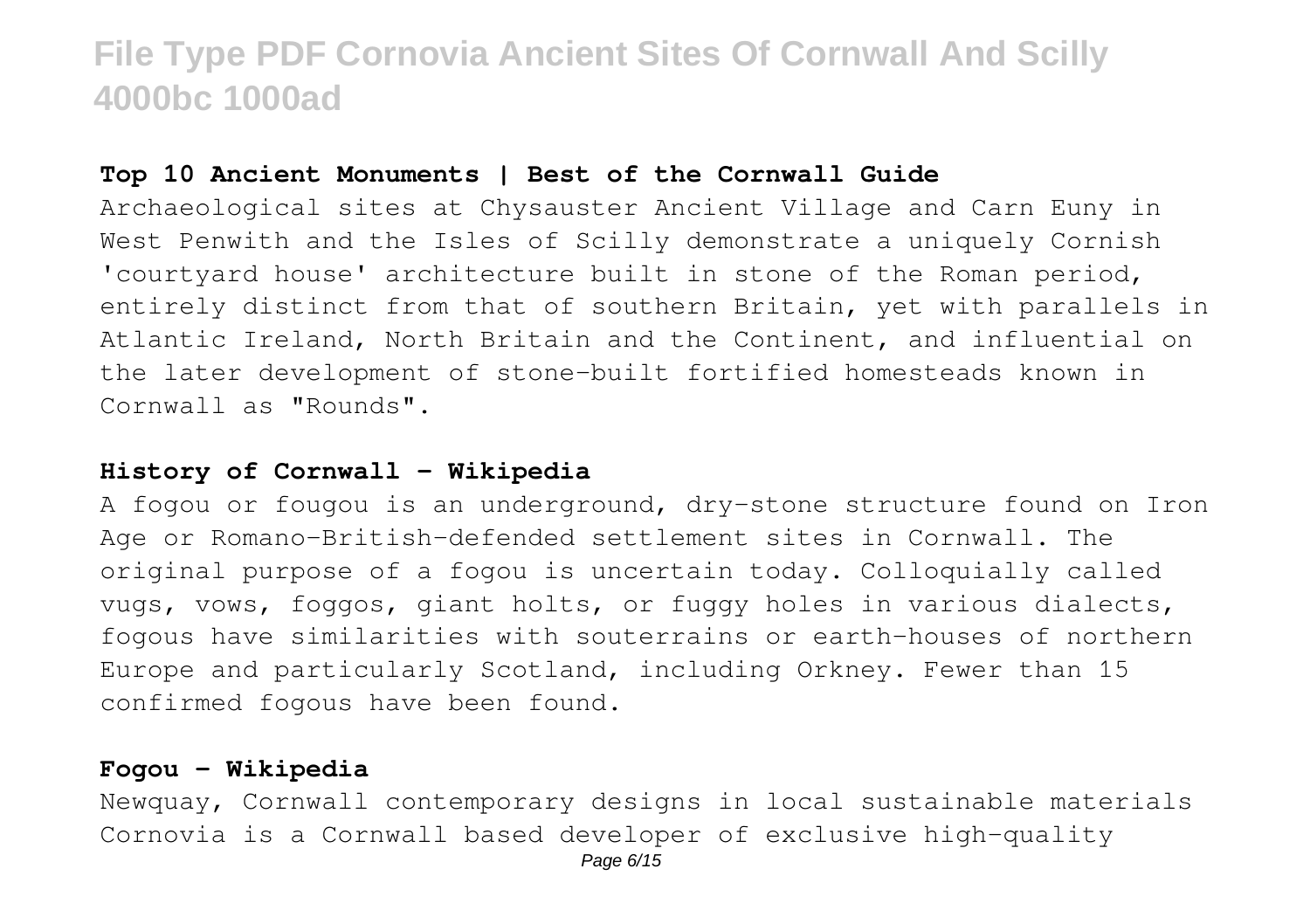**Top 10 Ancient Monuments | Best of the Cornwall Guide**

Archaeological sites at Chysauster Ancient Village and Carn Euny in West Penwith and the Isles of Scilly demonstrate a uniquely Cornish 'courtyard house' architecture built in stone of the Roman period, entirely distinct from that of southern Britain, yet with parallels in Atlantic Ireland, North Britain and the Continent, and influential on the later development of stone-built fortified homesteads known in Cornwall as "Rounds".

**History of Cornwall - Wikipedia**

A fogou or fougou is an underground, dry-stone structure found on Iron Age or Romano-British-defended settlement sites in Cornwall. The original purpose of a fogou is uncertain today. Colloquially called vugs, vows, foggos, giant holts, or fuggy holes in various dialects, fogous have similarities with souterrains or earth-houses of northern Europe and particularly Scotland, including Orkney. Fewer than 15 confirmed fogous have been found.

**Fogou - Wikipedia**

Newquay, Cornwall contemporary designs in local sustainable materials Cornovia is a Cornwall based developer of exclusive high-quality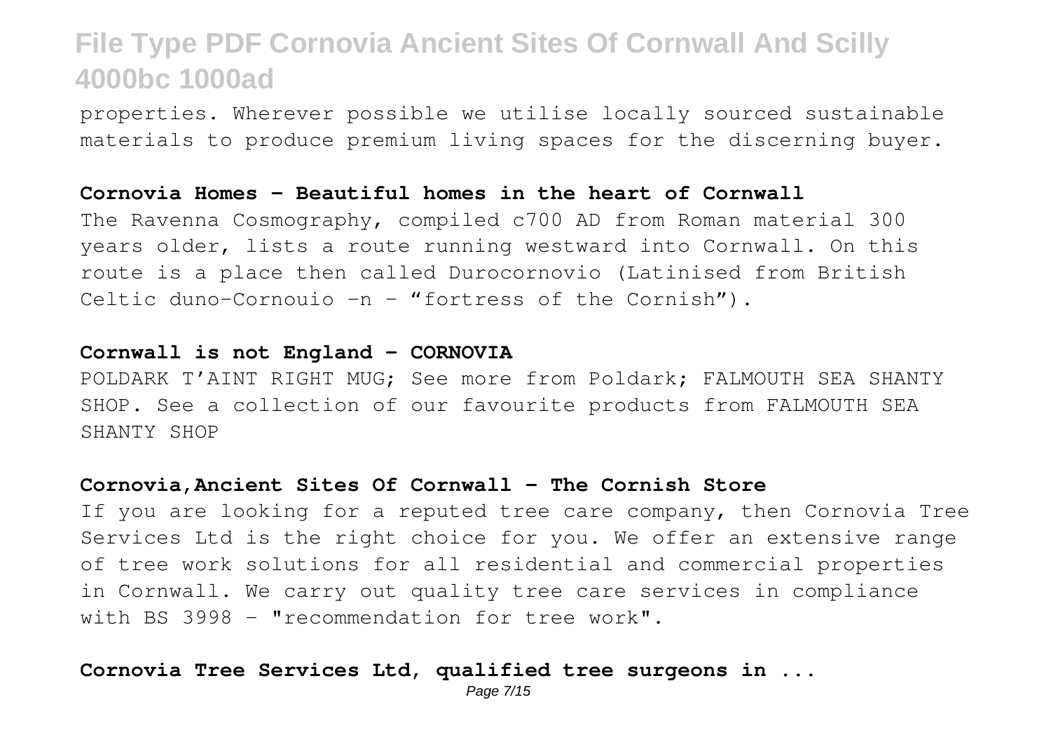properties. Wherever possible we utilise locally sourced sustainable materials to produce premium living spaces for the discerning buyer.

**Cornovia Homes - Beautiful homes in the heart of Cornwall**

The Ravenna Cosmography, compiled c700 AD from Roman material 300 years older, lists a route running westward into Cornwall. On this route is a place then called Durocornovio (Latinised from British Celtic duno-Cornouio -n – "fortress of the Cornish").

**Cornwall is not England - CORNOVIA**

POLDARK T'AINT RIGHT MUG; See more from Poldark; FALMOUTH SEA SHANTY SHOP. See a collection of our favourite products from FALMOUTH SEA SHANTY SHOP

**Cornovia,Ancient Sites Of Cornwall - The Cornish Store**

If you are looking for a reputed tree care company, then Cornovia Tree Services Ltd is the right choice for you. We offer an extensive range of tree work solutions for all residential and commercial properties in Cornwall. We carry out quality tree care services in compliance with BS 3998 - "recommendation for tree work".

**Cornovia Tree Services Ltd, qualified tree surgeons in ...**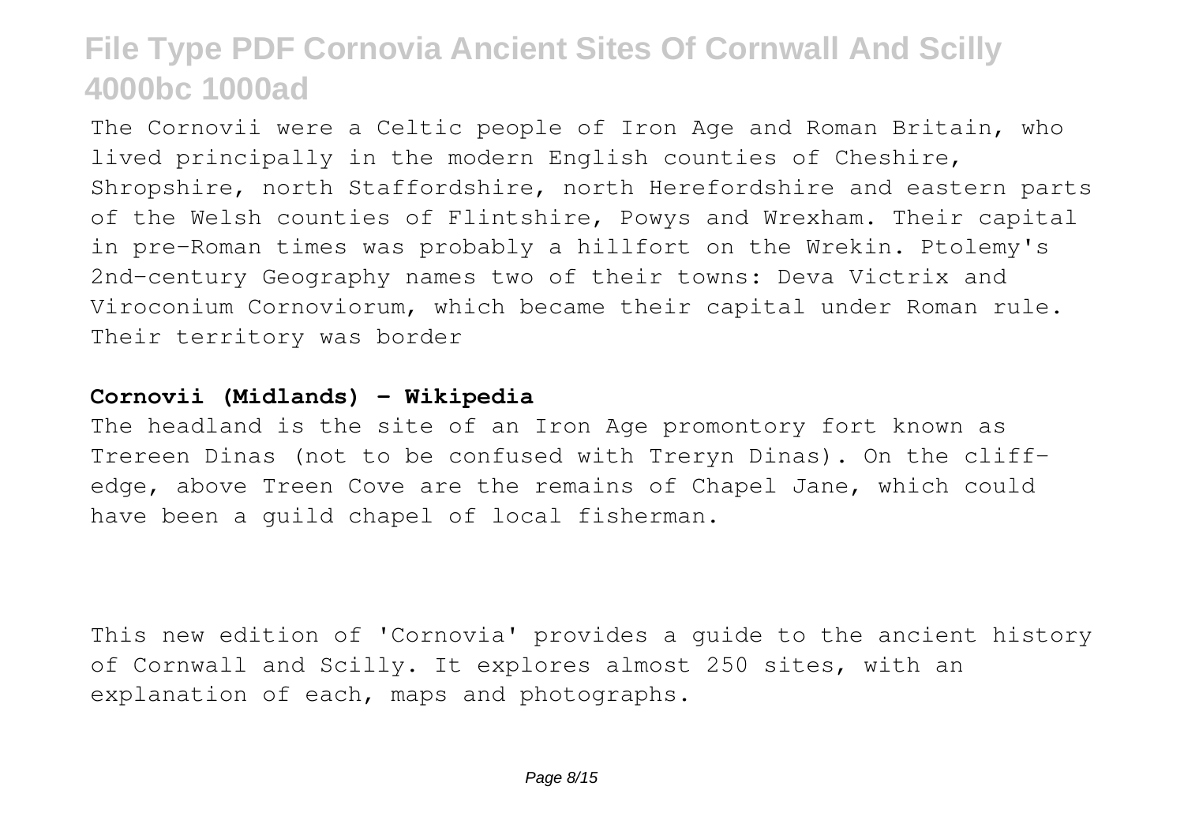The Cornovii were a Celtic people of Iron Age and Roman Britain, who lived principally in the modern English counties of Cheshire, Shropshire, north Staffordshire, north Herefordshire and eastern parts of the Welsh counties of Flintshire, Powys and Wrexham. Their capital in pre-Roman times was probably a hillfort on the Wrekin. Ptolemy's 2nd-century Geography names two of their towns: Deva Victrix and Viroconium Cornoviorum, which became their capital under Roman rule. Their territory was border

**Cornovii (Midlands) - Wikipedia**

The headland is the site of an Iron Age promontory fort known as Trereen Dinas (not to be confused with Treryn Dinas). On the cliff-edge, above Treen Cove are the remains of Chapel Jane, which could have been a guild chapel of local fisherman.

This new edition of 'Cornovia' provides a guide to the ancient history of Cornwall and Scilly. It explores almost 250 sites, with an explanation of each, maps and photographs.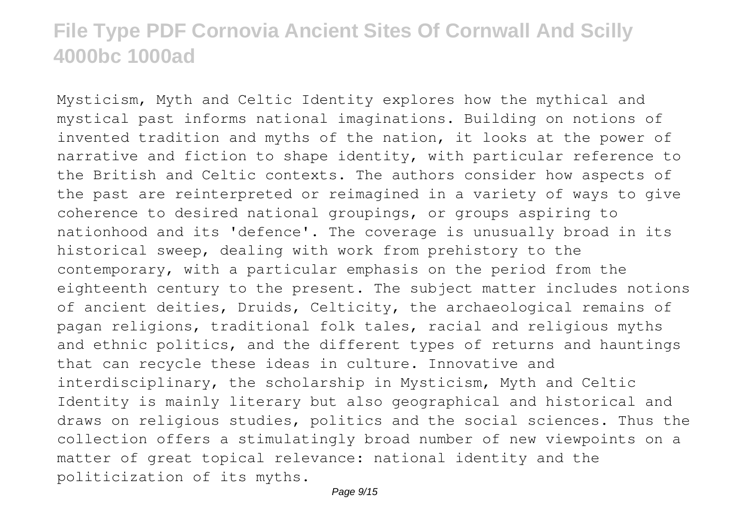Mysticism, Myth and Celtic Identity explores how the mythical and mystical past informs national imaginations. Building on notions of invented tradition and myths of the nation, it looks at the power of narrative and fiction to shape identity, with particular reference to the British and Celtic contexts. The authors consider how aspects of the past are reinterpreted or reimagined in a variety of ways to give coherence to desired national groupings, or groups aspiring to nationhood and its 'defence'. The coverage is unusually broad in its historical sweep, dealing with work from prehistory to the contemporary, with a particular emphasis on the period from the eighteenth century to the present. The subject matter includes notions of ancient deities, Druids, Celticity, the archaeological remains of pagan religions, traditional folk tales, racial and religious myths and ethnic politics, and the different types of returns and hauntings that can recycle these ideas in culture. Innovative and interdisciplinary, the scholarship in Mysticism, Myth and Celtic Identity is mainly literary but also geographical and historical and draws on religious studies, politics and the social sciences. Thus the collection offers a stimulatingly broad number of new viewpoints on a matter of great topical relevance: national identity and the politicization of its myths.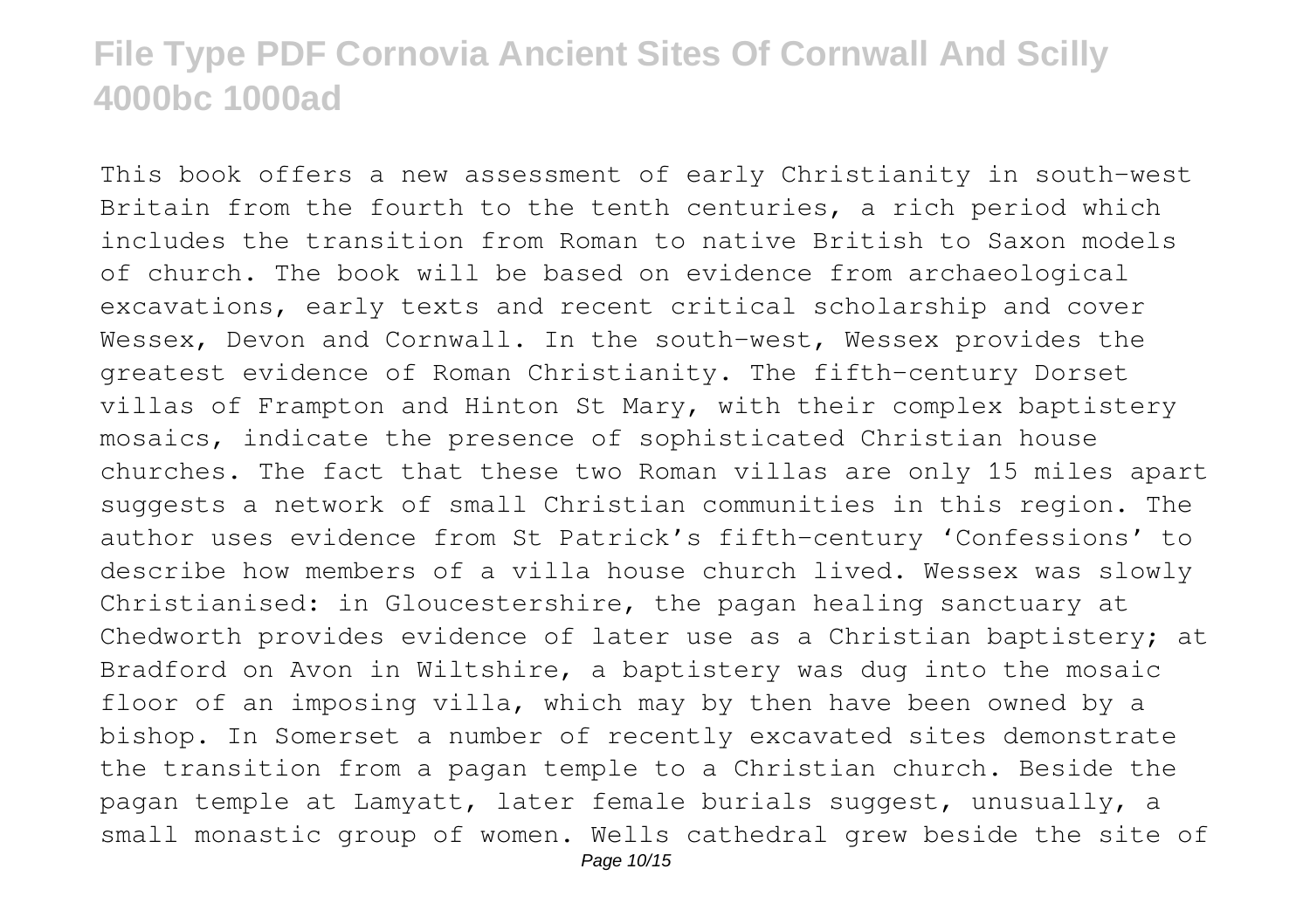This book offers a new assessment of early Christianity in south-west Britain from the fourth to the tenth centuries, a rich period which includes the transition from Roman to native British to Saxon models of church. The book will be based on evidence from archaeological excavations, early texts and recent critical scholarship and cover Wessex, Devon and Cornwall. In the south-west, Wessex provides the greatest evidence of Roman Christianity. The fifth-century Dorset villas of Frampton and Hinton St Mary, with their complex baptistery mosaics, indicate the presence of sophisticated Christian house churches. The fact that these two Roman villas are only 15 miles apart suggests a network of small Christian communities in this region. The author uses evidence from St Patrick's fifth-century 'Confessions' to describe how members of a villa house church lived. Wessex was slowly Christianised: in Gloucestershire, the pagan healing sanctuary at Chedworth provides evidence of later use as a Christian baptistery; at Bradford on Avon in Wiltshire, a baptistery was dug into the mosaic floor of an imposing villa, which may by then have been owned by a bishop. In Somerset a number of recently excavated sites demonstrate the transition from a pagan temple to a Christian church. Beside the pagan temple at Lamyatt, later female burials suggest, unusually, a small monastic group of women. Wells cathedral grew beside the site of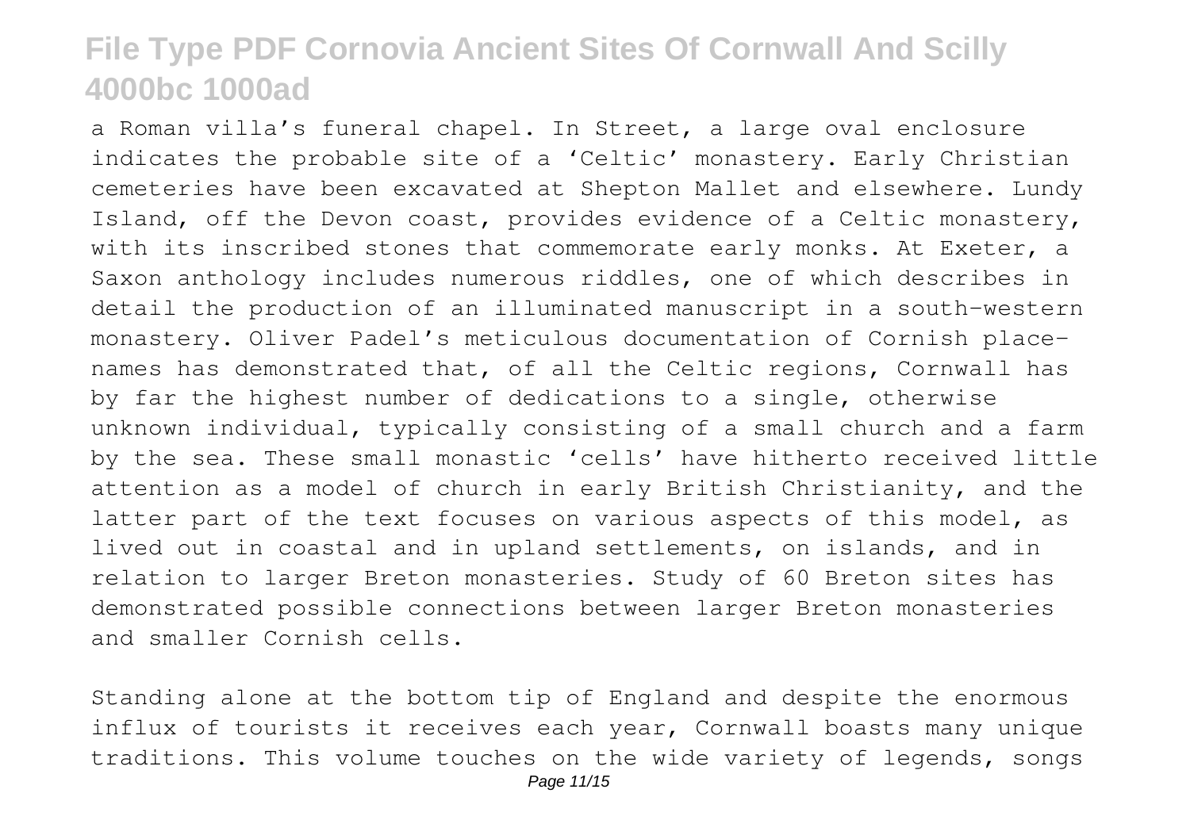a Roman villa's funeral chapel. In Street, a large oval enclosure indicates the probable site of a 'Celtic' monastery. Early Christian cemeteries have been excavated at Shepton Mallet and elsewhere. Lundy Island, off the Devon coast, provides evidence of a Celtic monastery, with its inscribed stones that commemorate early monks. At Exeter, a Saxon anthology includes numerous riddles, one of which describes in detail the production of an illuminated manuscript in a south-western monastery. Oliver Padel's meticulous documentation of Cornish place-names has demonstrated that, of all the Celtic regions, Cornwall has by far the highest number of dedications to a single, otherwise unknown individual, typically consisting of a small church and a farm by the sea. These small monastic 'cells' have hitherto received little attention as a model of church in early British Christianity, and the latter part of the text focuses on various aspects of this model, as lived out in coastal and in upland settlements, on islands, and in relation to larger Breton monasteries. Study of 60 Breton sites has demonstrated possible connections between larger Breton monasteries and smaller Cornish cells.

Standing alone at the bottom tip of England and despite the enormous influx of tourists it receives each year, Cornwall boasts many unique traditions. This volume touches on the wide variety of legends, songs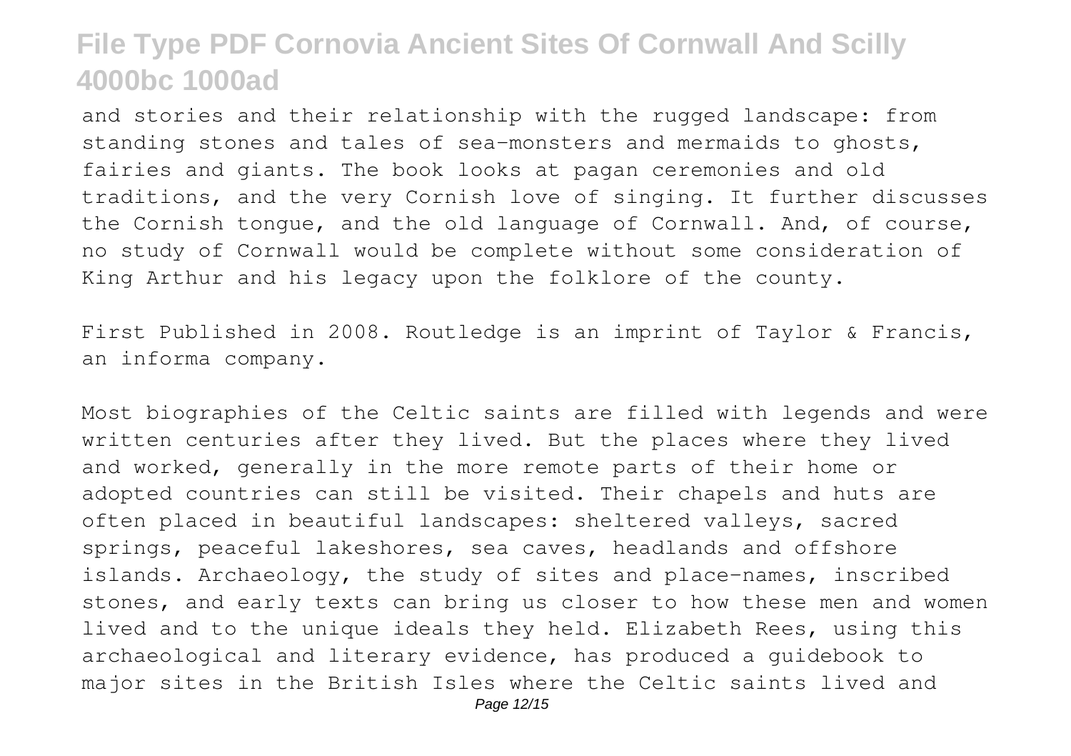and stories and their relationship with the rugged landscape: from standing stones and tales of sea-monsters and mermaids to ghosts, fairies and giants. The book looks at pagan ceremonies and old traditions, and the very Cornish love of singing. It further discusses the Cornish tongue, and the old language of Cornwall. And, of course, no study of Cornwall would be complete without some consideration of King Arthur and his legacy upon the folklore of the county.

First Published in 2008. Routledge is an imprint of Taylor & Francis, an informa company.

Most biographies of the Celtic saints are filled with legends and were written centuries after they lived. But the places where they lived and worked, generally in the more remote parts of their home or adopted countries can still be visited. Their chapels and huts are often placed in beautiful landscapes: sheltered valleys, sacred springs, peaceful lakeshores, sea caves, headlands and offshore islands. Archaeology, the study of sites and place-names, inscribed stones, and early texts can bring us closer to how these men and women lived and to the unique ideals they held. Elizabeth Rees, using this archaeological and literary evidence, has produced a guidebook to major sites in the British Isles where the Celtic saints lived and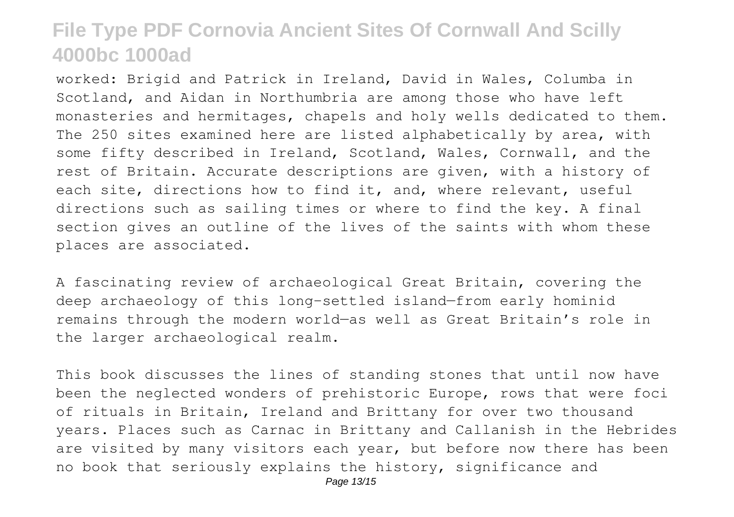worked: Brigid and Patrick in Ireland, David in Wales, Columba in Scotland, and Aidan in Northumbria are among those who have left monasteries and hermitages, chapels and holy wells dedicated to them. The 250 sites examined here are listed alphabetically by area, with some fifty described in Ireland, Scotland, Wales, Cornwall, and the rest of Britain. Accurate descriptions are given, with a history of each site, directions how to find it, and, where relevant, useful directions such as sailing times or where to find the key. A final section gives an outline of the lives of the saints with whom these places are associated.

A fascinating review of archaeological Great Britain, covering the deep archaeology of this long-settled island—from early hominid remains through the modern world—as well as Great Britain's role in the larger archaeological realm.

This book discusses the lines of standing stones that until now have been the neglected wonders of prehistoric Europe, rows that were foci of rituals in Britain, Ireland and Brittany for over two thousand years. Places such as Carnac in Brittany and Callanish in the Hebrides are visited by many visitors each year, but before now there has been no book that seriously explains the history, significance and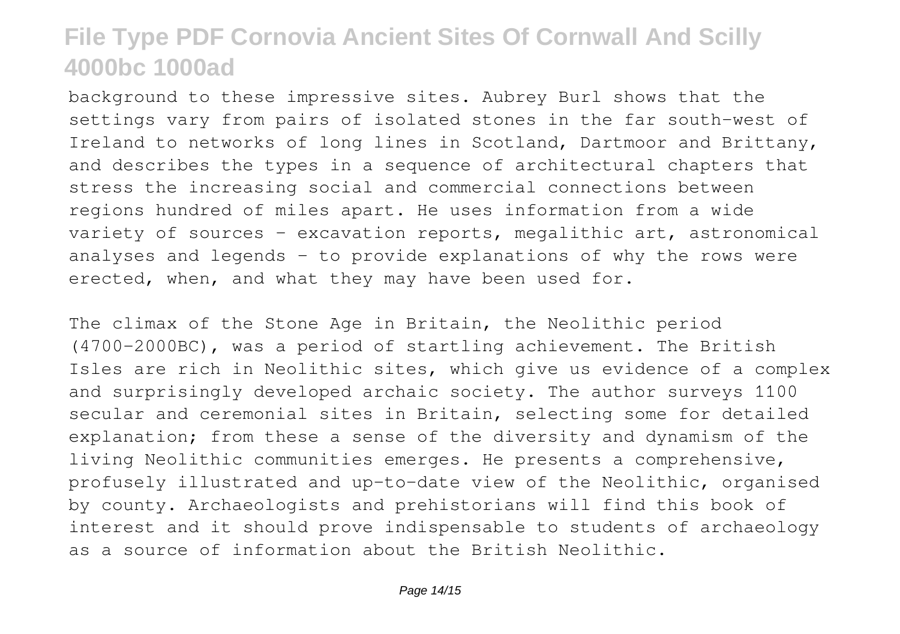background to these impressive sites. Aubrey Burl shows that the settings vary from pairs of isolated stones in the far south-west of Ireland to networks of long lines in Scotland, Dartmoor and Brittany, and describes the types in a sequence of architectural chapters that stress the increasing social and commercial connections between regions hundred of miles apart. He uses information from a wide variety of sources - excavation reports, megalithic art, astronomical analyses and legends - to provide explanations of why the rows were erected, when, and what they may have been used for.

The climax of the Stone Age in Britain, the Neolithic period (4700-2000BC), was a period of startling achievement. The British Isles are rich in Neolithic sites, which give us evidence of a complex and surprisingly developed archaic society. The author surveys 1100 secular and ceremonial sites in Britain, selecting some for detailed explanation; from these a sense of the diversity and dynamism of the living Neolithic communities emerges. He presents a comprehensive, profusely illustrated and up-to-date view of the Neolithic, organised by county. Archaeologists and prehistorians will find this book of interest and it should prove indispensable to students of archaeology as a source of information about the British Neolithic.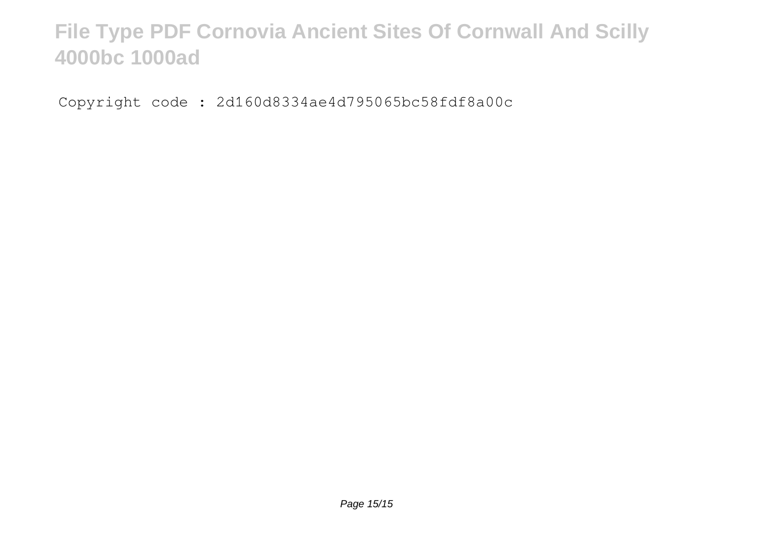Copyright code : 2d160d8334ae4d795065bc58fdf8a00c